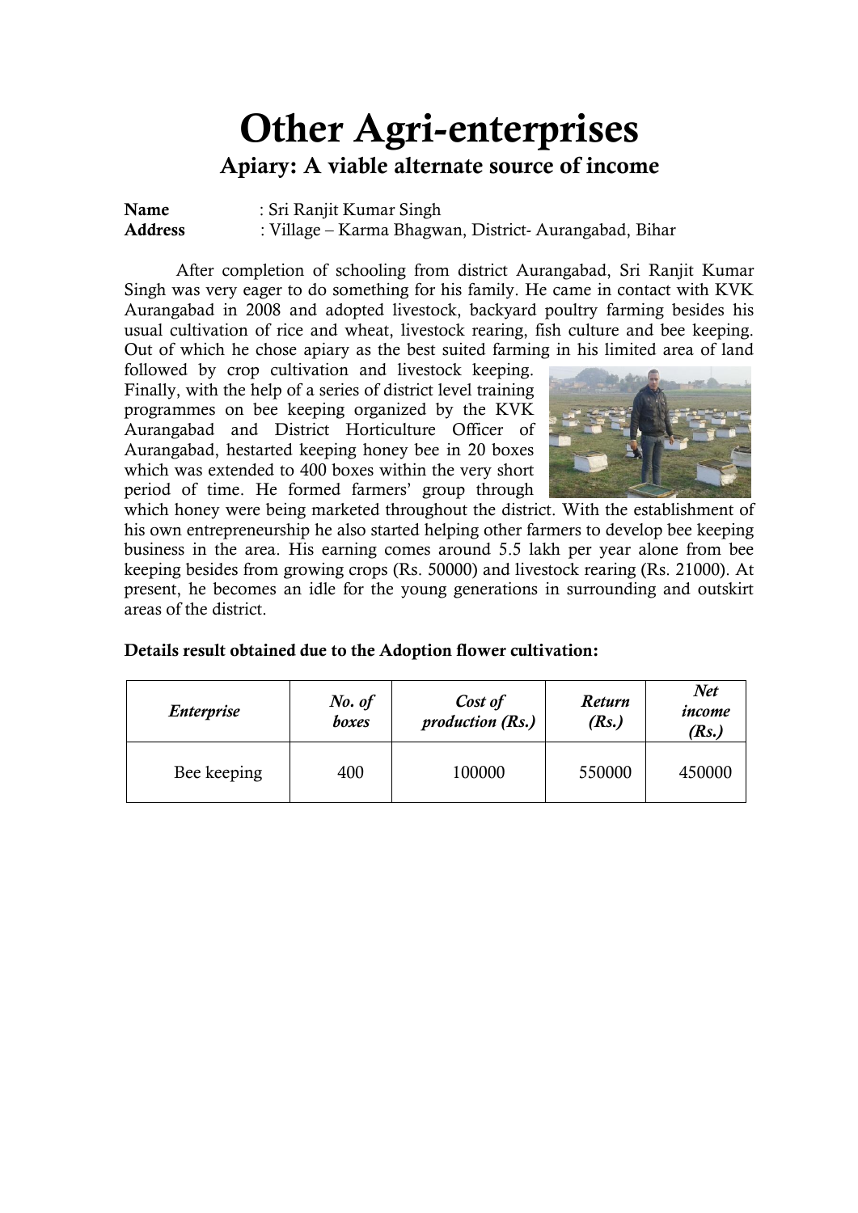# Other Agri-enterprises

## Apiary: A viable alternate source of income

**Name** : Sri Ranjit Kumar Singh

**Address** : Village – Karma Bhagwan, District- Aurangabad, Bihar

After completion of schooling from district Aurangabad, Sri Ranjit Kumar Singh was very eager to do something for his family. He came in contact with KVK Aurangabad in 2008 and adopted livestock, backyard poultry farming besides his usual cultivation of rice and wheat, livestock rearing, fish culture and bee keeping. Out of which he chose apiary as the best suited farming in his limited area of land followed by crop cultivation and livestock keeping. Finally, with the help of a series of district level training programmes on bee keeping organized by the KVK Aurangabad and District Horticulture Officer of Aurangabad, hestarted keeping honey bee in 20 boxes which was extended to 400 boxes within the very short period of time. He formed farmers' group through which honey were being marketed throughout the district. With the establishment of his own entrepreneurship he also started helping other farmers to develop bee keeping business in the area. His earning comes around 5.5 lakh per year alone from bee keeping besides from growing crops (Rs. 50000) and livestock rearing (Rs. 21000). At present, he becomes an idle for the young generations in surrounding and outskirt areas of the district.

**Details result obtained due to the Adoption flower cultivation:**

| *Enterprise* | *No. of boxes* | *Cost of production (Rs.)* | *Return (Rs.)* | *Net income (Rs.)* |
|---|---|---|---|---|
| Bee keeping | 400 | 100000 | 550000 | 450000 |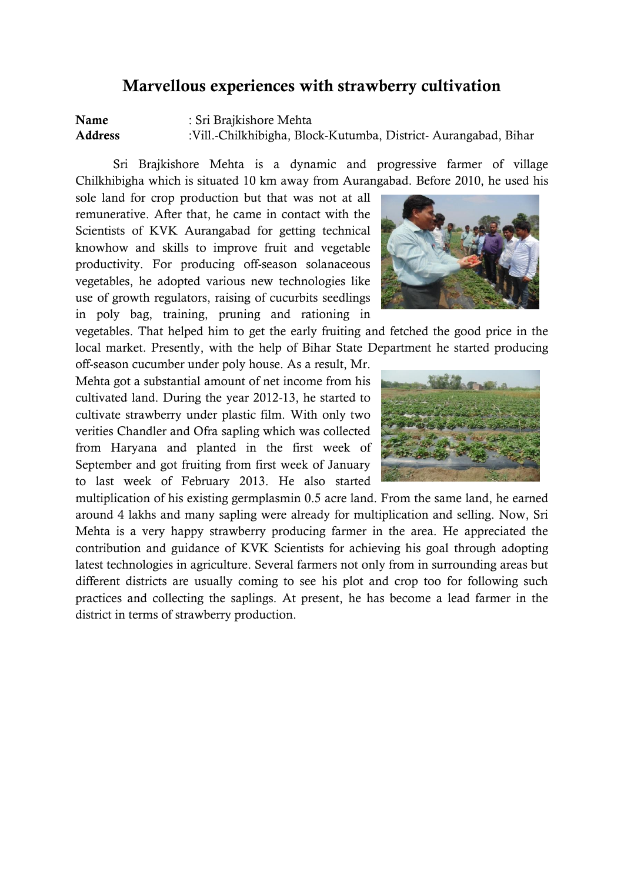# Marvellous experiences with strawberry cultivation

**Name** : Sri Brajkishore Mehta

**Address** :Vill.-Chilkhibigha, Block-Kutumba, District- Aurangabad, Bihar

Sri Brajkishore Mehta is a dynamic and progressive farmer of village Chilkhibigha which is situated 10 km away from Aurangabad. Before 2010, he used his sole land for crop production but that was not at all remunerative. After that, he came in contact with the Scientists of KVK Aurangabad for getting technical knowhow and skills to improve fruit and vegetable productivity. For producing off-season solanaceous vegetables, he adopted various new technologies like use of growth regulators, raising of cucurbits seedlings in poly bag, training, pruning and rationing in vegetables. That helped him to get the early fruiting and fetched the good price in the local market. Presently, with the help of Bihar State Department he started producing off-season cucumber under poly house. As a result, Mr. Mehta got a substantial amount of net income from his cultivated land. During the year 2012-13, he started to cultivate strawberry under plastic film. With only two verities Chandler and Ofra sapling which was collected from Haryana and planted in the first week of September and got fruiting from first week of January to last week of February 2013. He also started multiplication of his existing germplasmin 0.5 acre land. From the same land, he earned around 4 lakhs and many sapling were already for multiplication and selling. Now, Sri Mehta is a very happy strawberry producing farmer in the area. He appreciated the contribution and guidance of KVK Scientists for achieving his goal through adopting latest technologies in agriculture. Several farmers not only from in surrounding areas but different districts are usually coming to see his plot and crop too for following such practices and collecting the saplings. At present, he has become a lead farmer in the district in terms of strawberry production.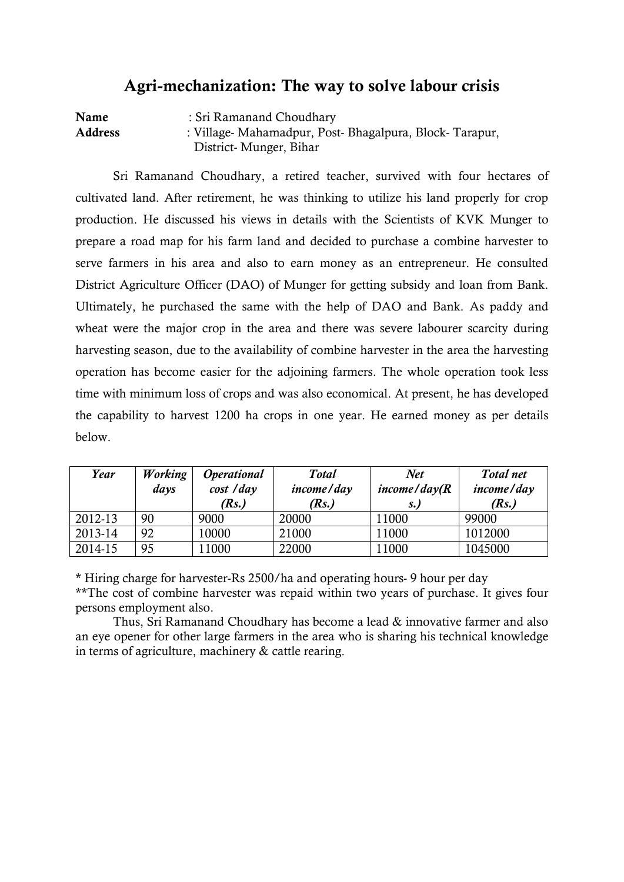# Agri-mechanization: The way to solve labour crisis

**Name** : Sri Ramanand Choudhary

**Address** : Village- Mahamadpur, Post- Bhagalpura, Block- Tarapur, District- Munger, Bihar

Sri Ramanand Choudhary, a retired teacher, survived with four hectares of cultivated land. After retirement, he was thinking to utilize his land properly for crop production. He discussed his views in details with the Scientists of KVK Munger to prepare a road map for his farm land and decided to purchase a combine harvester to serve farmers in his area and also to earn money as an entrepreneur. He consulted District Agriculture Officer (DAO) of Munger for getting subsidy and loan from Bank. Ultimately, he purchased the same with the help of DAO and Bank. As paddy and wheat were the major crop in the area and there was severe labourer scarcity during harvesting season, due to the availability of combine harvester in the area the harvesting operation has become easier for the adjoining farmers. The whole operation took less time with minimum loss of crops and was also economical. At present, he has developed the capability to harvest 1200 ha crops in one year. He earned money as per details below.

| *Year* | *Working days* | *Operational cost /day (Rs.)* | *Total income/day (Rs.)* | *Net income/day(Rs.)* | *Total net income/day (Rs.)* |
|---|---|---|---|---|---|
| 2012-13 | 90 | 9000 | 20000 | 11000 | 99000 |
| 2013-14 | 92 | 10000 | 21000 | 11000 | 1012000 |
| 2014-15 | 95 | 11000 | 22000 | 11000 | 1045000 |

* Hiring charge for harvester-Rs 2500/ha and operating hours- 9 hour per day

**The cost of combine harvester was repaid within two years of purchase. It gives four persons employment also.

Thus, Sri Ramanand Choudhary has become a lead & innovative farmer and also an eye opener for other large farmers in the area who is sharing his technical knowledge in terms of agriculture, machinery & cattle rearing.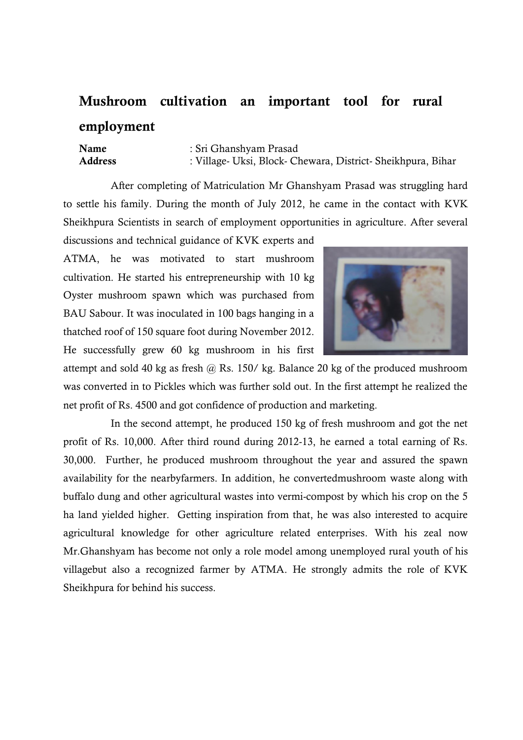# Mushroom cultivation an important tool for rural employment

**Name** : Sri Ghanshyam Prasad
**Address** : Village- Uksi, Block- Chewara, District- Sheikhpura, Bihar

After completing of Matriculation Mr Ghanshyam Prasad was struggling hard to settle his family. During the month of July 2012, he came in the contact with KVK Sheikhpura Scientists in search of employment opportunities in agriculture. After several discussions and technical guidance of KVK experts and ATMA, he was motivated to start mushroom cultivation. He started his entrepreneurship with 10 kg Oyster mushroom spawn which was purchased from BAU Sabour. It was inoculated in 100 bags hanging in a thatched roof of 150 square foot during November 2012. He successfully grew 60 kg mushroom in his first attempt and sold 40 kg as fresh @ Rs. 150/ kg. Balance 20 kg of the produced mushroom was converted in to Pickles which was further sold out. In the first attempt he realized the net profit of Rs. 4500 and got confidence of production and marketing.

In the second attempt, he produced 150 kg of fresh mushroom and got the net profit of Rs. 10,000. After third round during 2012-13, he earned a total earning of Rs. 30,000. Further, he produced mushroom throughout the year and assured the spawn availability for the nearbyfarmers. In addition, he convertedmushroom waste along with buffalo dung and other agricultural wastes into vermi-compost by which his crop on the 5 ha land yielded higher. Getting inspiration from that, he was also interested to acquire agricultural knowledge for other agriculture related enterprises. With his zeal now Mr.Ghanshyam has become not only a role model among unemployed rural youth of his villagebut also a recognized farmer by ATMA. He strongly admits the role of KVK Sheikhpura for behind his success.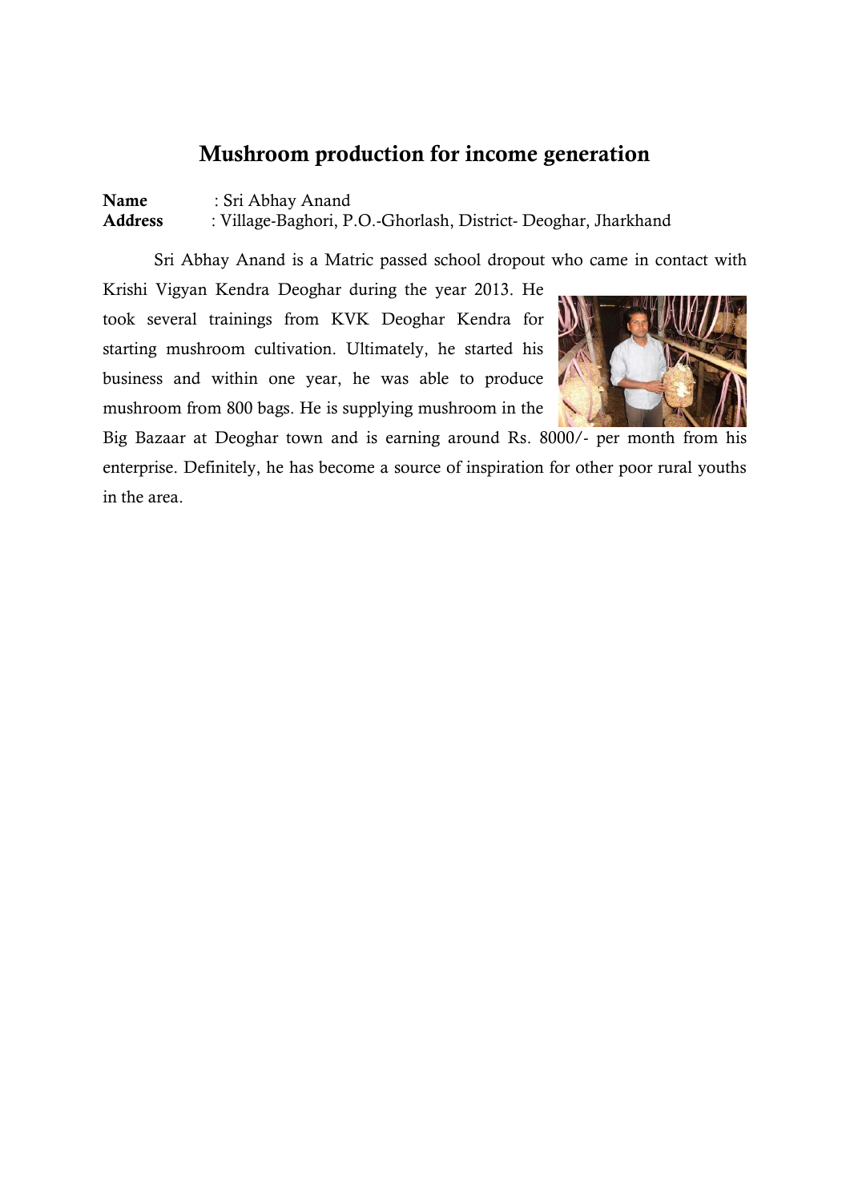# Mushroom production for income generation

**Name** : Sri Abhay Anand
**Address** : Village-Baghori, P.O.-Ghorlash, District- Deoghar, Jharkhand

Sri Abhay Anand is a Matric passed school dropout who came in contact with Krishi Vigyan Kendra Deoghar during the year 2013. He took several trainings from KVK Deoghar Kendra for starting mushroom cultivation. Ultimately, he started his business and within one year, he was able to produce mushroom from 800 bags. He is supplying mushroom in the Big Bazaar at Deoghar town and is earning around Rs. 8000/- per month from his enterprise. Definitely, he has become a source of inspiration for other poor rural youths in the area.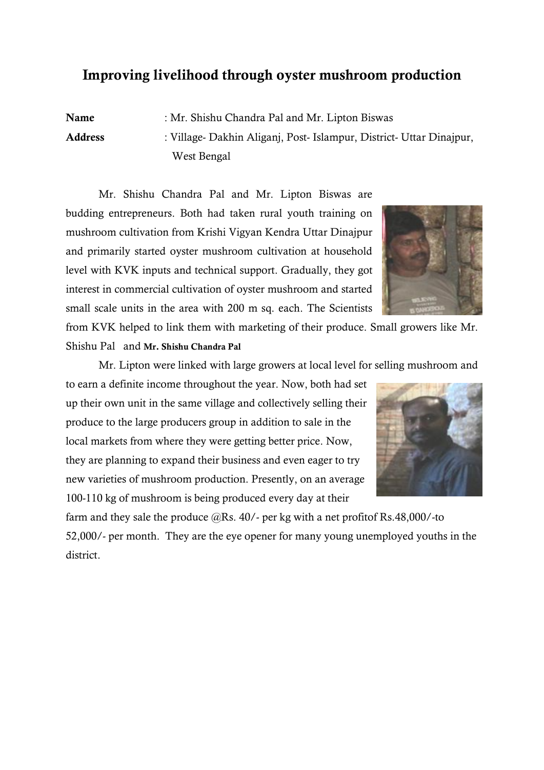## Improving livelihood through oyster mushroom production

**Name** : Mr. Shishu Chandra Pal and Mr. Lipton Biswas

**Address** : Village- Dakhin Aliganj, Post- Islampur, District- Uttar Dinajpur, West Bengal

Mr. Shishu Chandra Pal and Mr. Lipton Biswas are budding entrepreneurs. Both had taken rural youth training on mushroom cultivation from Krishi Vigyan Kendra Uttar Dinajpur and primarily started oyster mushroom cultivation at household level with KVK inputs and technical support. Gradually, they got interest in commercial cultivation of oyster mushroom and started small scale units in the area with 200 m sq. each. The Scientists from KVK helped to link them with marketing of their produce. Small growers like Mr. Shishu Pal and **Mr. Shishu Chandra Pal**

Mr. Lipton were linked with large growers at local level for selling mushroom and to earn a definite income throughout the year. Now, both had set up their own unit in the same village and collectively selling their produce to the large producers group in addition to sale in the local markets from where they were getting better price. Now, they are planning to expand their business and even eager to try new varieties of mushroom production. Presently, on an average 100-110 kg of mushroom is being produced every day at their farm and they sale the produce @Rs. 40/- per kg with a net profitof Rs.48,000/-to 52,000/- per month. They are the eye opener for many young unemployed youths in the district.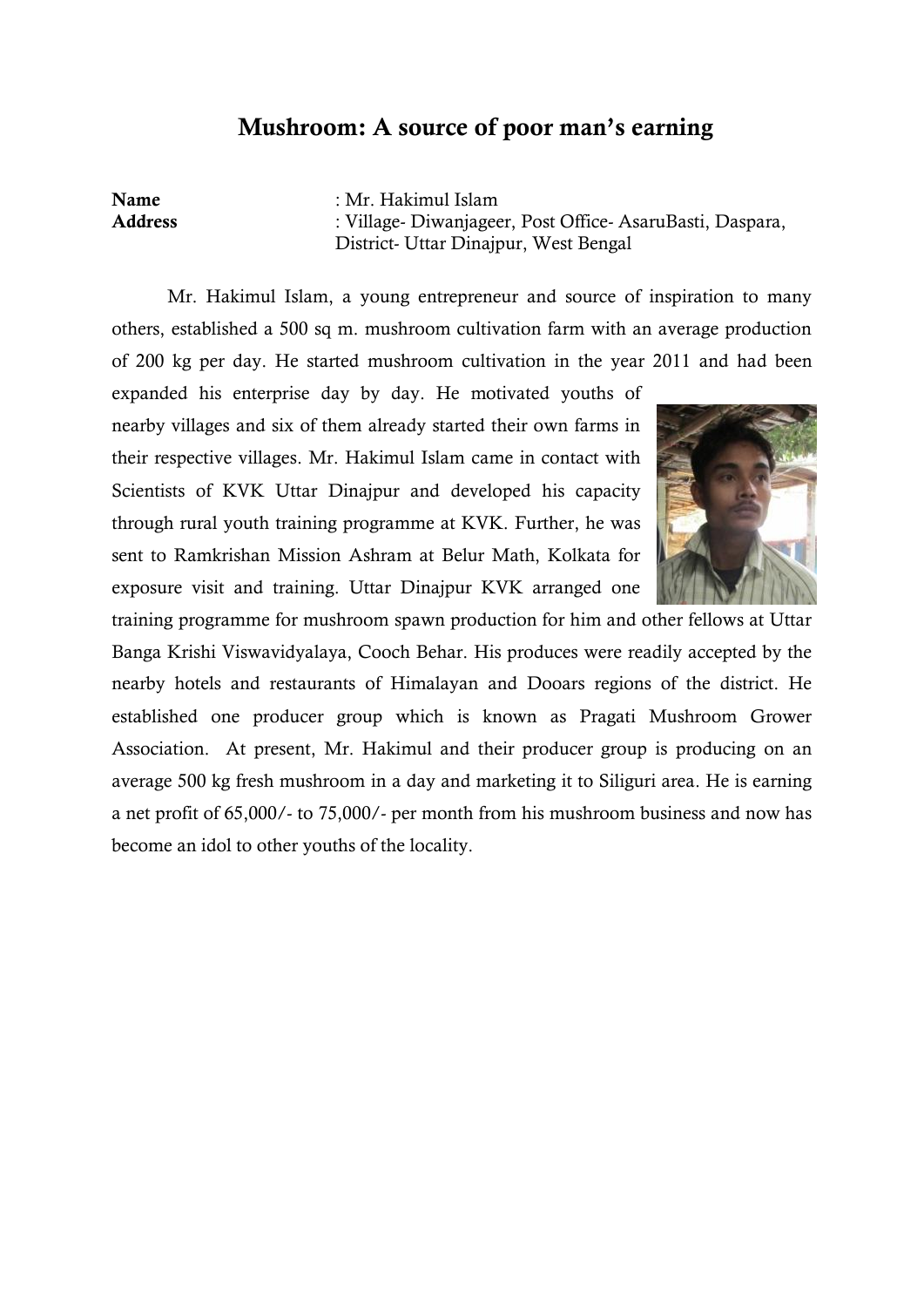# Mushroom: A source of poor man's earning

**Name** : Mr. Hakimul Islam
**Address** : Village- Diwanjageer, Post Office- AsaruBasti, Daspara, District- Uttar Dinajpur, West Bengal

Mr. Hakimul Islam, a young entrepreneur and source of inspiration to many others, established a 500 sq m. mushroom cultivation farm with an average production of 200 kg per day. He started mushroom cultivation in the year 2011 and had been expanded his enterprise day by day. He motivated youths of nearby villages and six of them already started their own farms in their respective villages. Mr. Hakimul Islam came in contact with Scientists of KVK Uttar Dinajpur and developed his capacity through rural youth training programme at KVK. Further, he was sent to Ramkrishan Mission Ashram at Belur Math, Kolkata for exposure visit and training. Uttar Dinajpur KVK arranged one training programme for mushroom spawn production for him and other fellows at Uttar Banga Krishi Viswavidyalaya, Cooch Behar. His produces were readily accepted by the nearby hotels and restaurants of Himalayan and Dooars regions of the district. He established one producer group which is known as Pragati Mushroom Grower Association. At present, Mr. Hakimul and their producer group is producing on an average 500 kg fresh mushroom in a day and marketing it to Siliguri area. He is earning a net profit of 65,000/- to 75,000/- per month from his mushroom business and now has become an idol to other youths of the locality.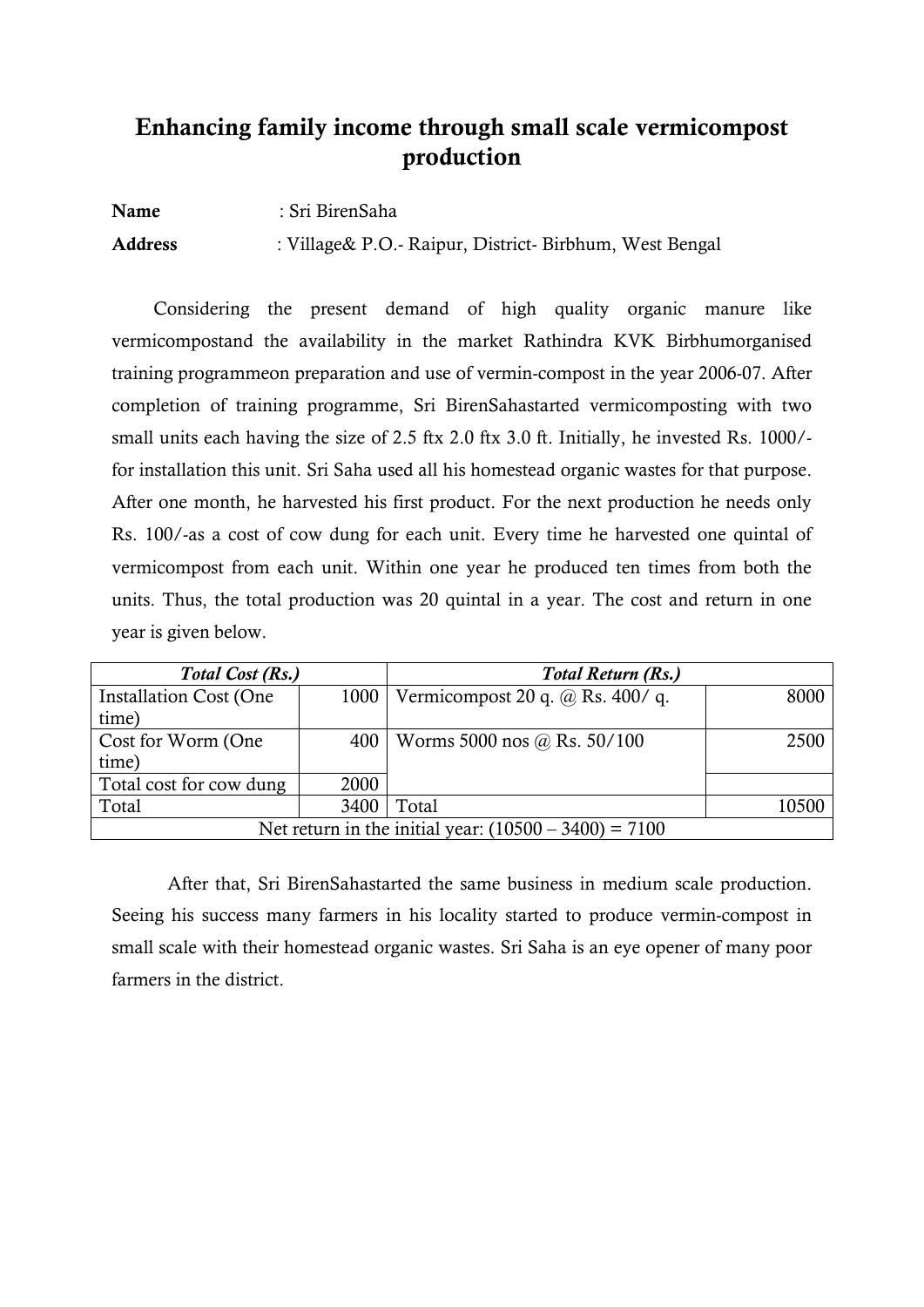# Enhancing family income through small scale vermicompost production

**Name** : Sri BirenSaha

**Address** : Village& P.O.- Raipur, District- Birbhum, West Bengal

Considering the present demand of high quality organic manure like vermicompostand the availability in the market Rathindra KVK Birbhumorganised training programmeon preparation and use of vermin-compost in the year 2006-07. After completion of training programme, Sri BirenSahastarted vermicomposting with two small units each having the size of 2.5 ftx 2.0 ftx 3.0 ft. Initially, he invested Rs. 1000/- for installation this unit. Sri Saha used all his homestead organic wastes for that purpose. After one month, he harvested his first product. For the next production he needs only Rs. 100/-as a cost of cow dung for each unit. Every time he harvested one quintal of vermicompost from each unit. Within one year he produced ten times from both the units. Thus, the total production was 20 quintal in a year. The cost and return in one year is given below.

| *Total Cost (Rs.)* | | *Total Return (Rs.)* | |
|---|---|---|---|
| Installation Cost (One time) | 1000 | Vermicompost 20 q. @ Rs. 400/ q. | 8000 |
| Cost for Worm (One time) | 400 | Worms 5000 nos @ Rs. 50/100 | 2500 |
| Total cost for cow dung | 2000 | | |
| Total | 3400 | Total | 10500 |
| Net return in the initial year: (10500 – 3400) = 7100 | | | |

After that, Sri BirenSahastarted the same business in medium scale production. Seeing his success many farmers in his locality started to produce vermin-compost in small scale with their homestead organic wastes. Sri Saha is an eye opener of many poor farmers in the district.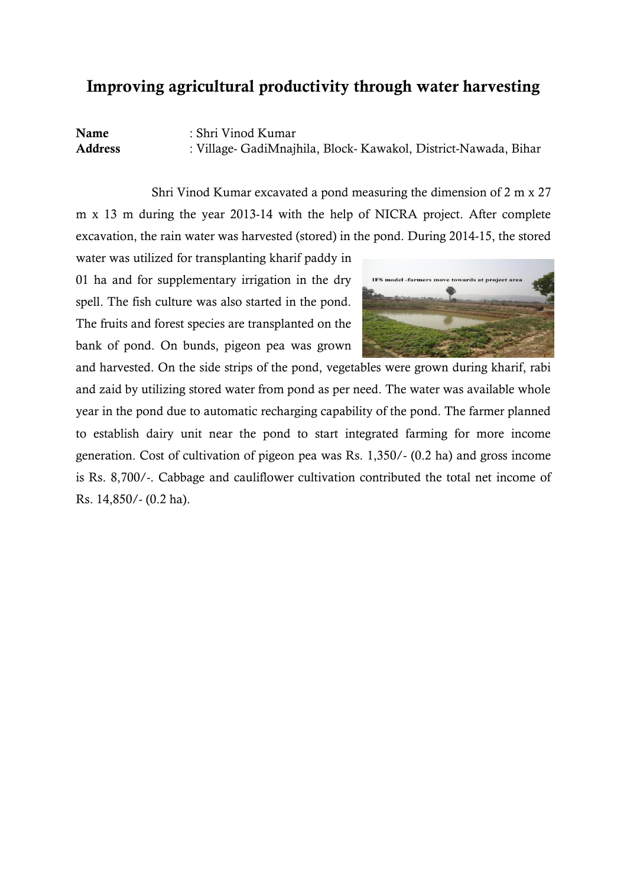# Improving agricultural productivity through water harvesting

**Name** : Shri Vinod Kumar
**Address** : Village- GadiMnajhila, Block- Kawakol, District-Nawada, Bihar

Shri Vinod Kumar excavated a pond measuring the dimension of 2 m x 27 m x 13 m during the year 2013-14 with the help of NICRA project. After complete excavation, the rain water was harvested (stored) in the pond. During 2014-15, the stored water was utilized for transplanting kharif paddy in 01 ha and for supplementary irrigation in the dry spell. The fish culture was also started in the pond. The fruits and forest species are transplanted on the bank of pond. On bunds, pigeon pea was grown and harvested. On the side strips of the pond, vegetables were grown during kharif, rabi and zaid by utilizing stored water from pond as per need. The water was available whole year in the pond due to automatic recharging capability of the pond. The farmer planned to establish dairy unit near the pond to start integrated farming for more income generation. Cost of cultivation of pigeon pea was Rs. 1,350/- (0.2 ha) and gross income is Rs. 8,700/-. Cabbage and cauliflower cultivation contributed the total net income of Rs. 14,850/- (0.2 ha).

IFS model -farmers move towards at project area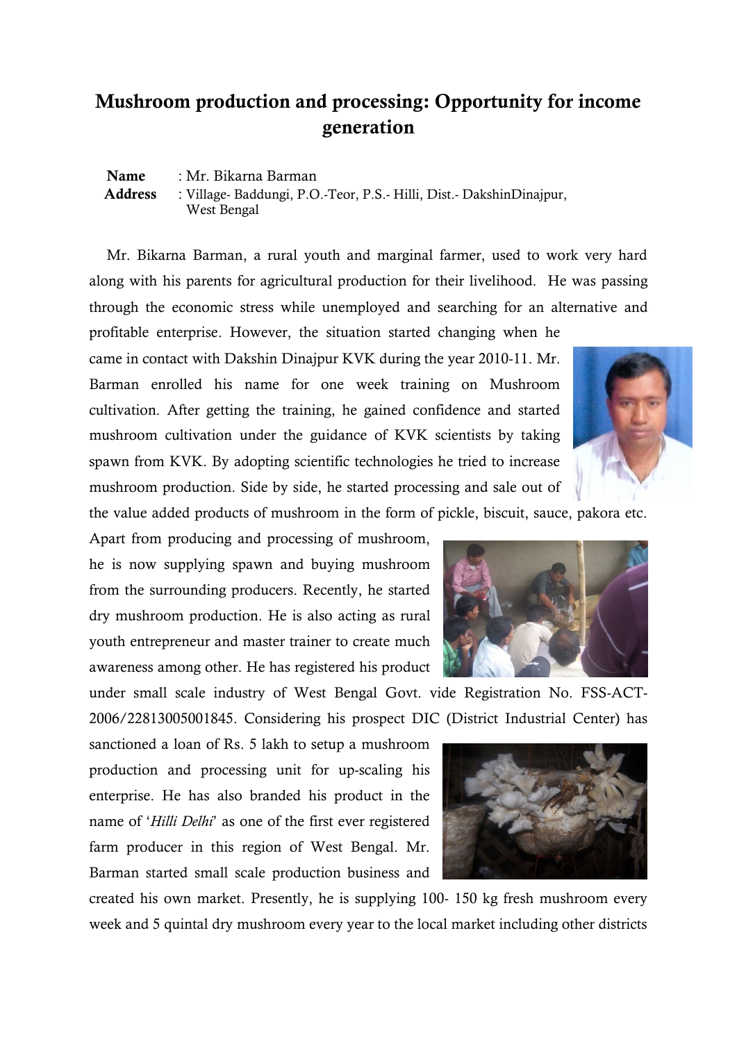# Mushroom production and processing: Opportunity for income generation

**Name** : Mr. Bikarna Barman
**Address** : Village- Baddungi, P.O.-Teor, P.S.- Hilli, Dist.- DakshinDinajpur, West Bengal

Mr. Bikarna Barman, a rural youth and marginal farmer, used to work very hard along with his parents for agricultural production for their livelihood. He was passing through the economic stress while unemployed and searching for an alternative and profitable enterprise. However, the situation started changing when he came in contact with Dakshin Dinajpur KVK during the year 2010-11. Mr. Barman enrolled his name for one week training on Mushroom cultivation. After getting the training, he gained confidence and started mushroom cultivation under the guidance of KVK scientists by taking spawn from KVK. By adopting scientific technologies he tried to increase mushroom production. Side by side, he started processing and sale out of the value added products of mushroom in the form of pickle, biscuit, sauce, pakora etc. Apart from producing and processing of mushroom, he is now supplying spawn and buying mushroom from the surrounding producers. Recently, he started dry mushroom production. He is also acting as rural youth entrepreneur and master trainer to create much awareness among other. He has registered his product under small scale industry of West Bengal Govt. vide Registration No. FSS-ACT-2006/22813005001845. Considering his prospect DIC (District Industrial Center) has sanctioned a loan of Rs. 5 lakh to setup a mushroom production and processing unit for up-scaling his enterprise. He has also branded his product in the name of '*Hilli Delhi*' as one of the first ever registered farm producer in this region of West Bengal. Mr. Barman started small scale production business and created his own market. Presently, he is supplying 100- 150 kg fresh mushroom every week and 5 quintal dry mushroom every year to the local market including other districts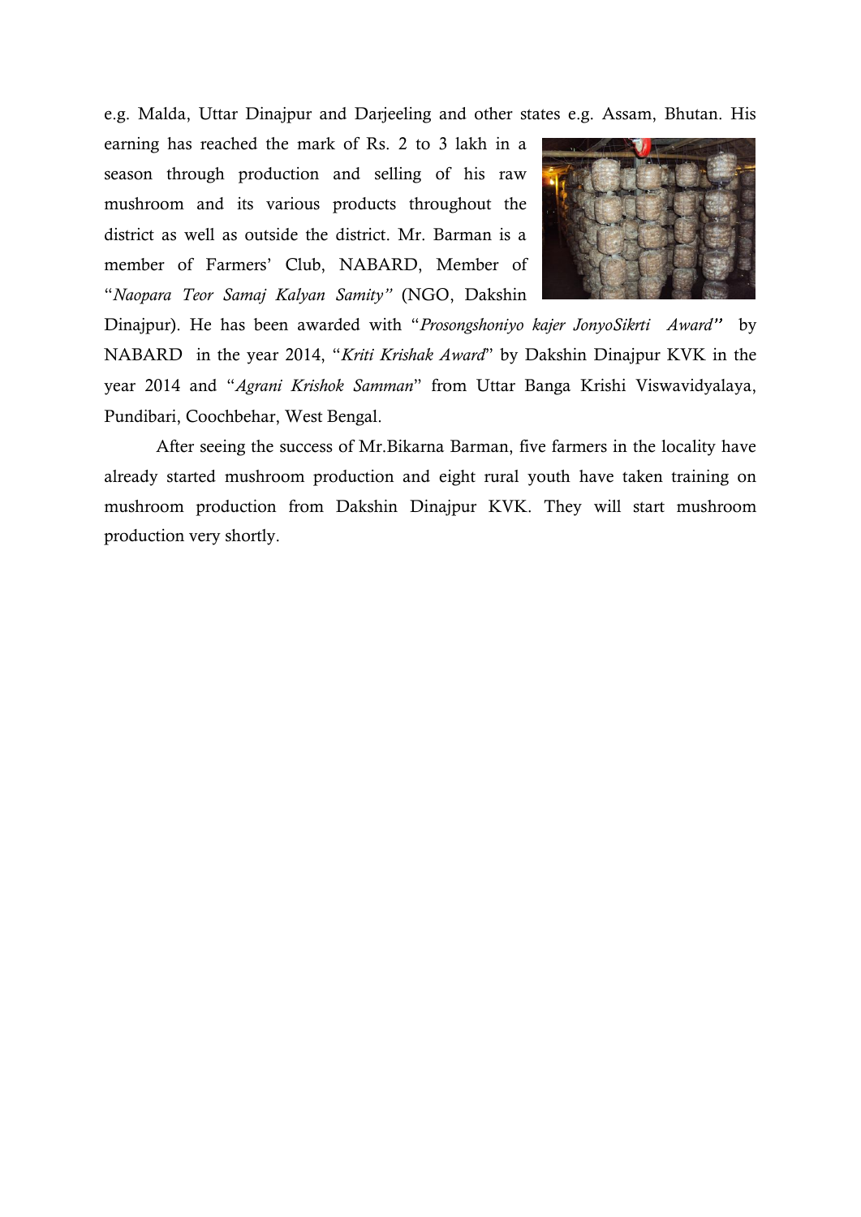e.g. Malda, Uttar Dinajpur and Darjeeling and other states e.g. Assam, Bhutan. His earning has reached the mark of Rs. 2 to 3 lakh in a season through production and selling of his raw mushroom and its various products throughout the district as well as outside the district. Mr. Barman is a member of Farmers' Club, NABARD, Member of "*Naopara Teor Samaj Kalyan Samity"* (NGO, Dakshin Dinajpur). He has been awarded with "*Prosongshoniyo kajer JonyoSikrti Award"* by NABARD in the year 2014, "*Kriti Krishak Award*" by Dakshin Dinajpur KVK in the year 2014 and "*Agrani Krishok Samman*" from Uttar Banga Krishi Viswavidyalaya, Pundibari, Coochbehar, West Bengal.

After seeing the success of Mr.Bikarna Barman, five farmers in the locality have already started mushroom production and eight rural youth have taken training on mushroom production from Dakshin Dinajpur KVK. They will start mushroom production very shortly.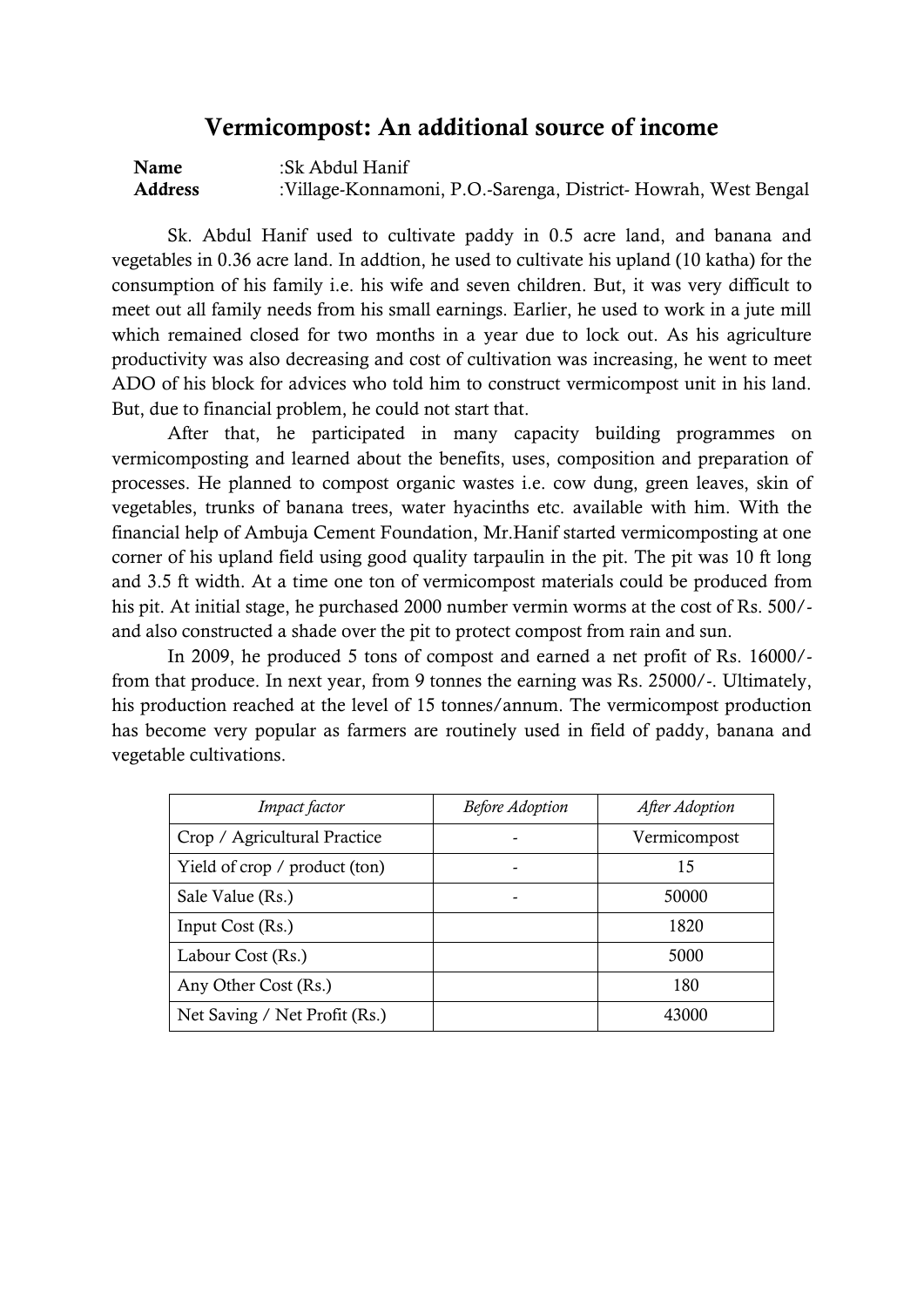# Vermicompost: An additional source of income

**Name** :Sk Abdul Hanif
**Address** :Village-Konnamoni, P.O.-Sarenga, District- Howrah, West Bengal

Sk. Abdul Hanif used to cultivate paddy in 0.5 acre land, and banana and vegetables in 0.36 acre land. In addtion, he used to cultivate his upland (10 katha) for the consumption of his family i.e. his wife and seven children. But, it was very difficult to meet out all family needs from his small earnings. Earlier, he used to work in a jute mill which remained closed for two months in a year due to lock out. As his agriculture productivity was also decreasing and cost of cultivation was increasing, he went to meet ADO of his block for advices who told him to construct vermicompost unit in his land. But, due to financial problem, he could not start that.

After that, he participated in many capacity building programmes on vermicomposting and learned about the benefits, uses, composition and preparation of processes. He planned to compost organic wastes i.e. cow dung, green leaves, skin of vegetables, trunks of banana trees, water hyacinths etc. available with him. With the financial help of Ambuja Cement Foundation, Mr.Hanif started vermicomposting at one corner of his upland field using good quality tarpaulin in the pit. The pit was 10 ft long and 3.5 ft width. At a time one ton of vermicompost materials could be produced from his pit. At initial stage, he purchased 2000 number vermin worms at the cost of Rs. 500/- and also constructed a shade over the pit to protect compost from rain and sun.

In 2009, he produced 5 tons of compost and earned a net profit of Rs. 16000/- from that produce. In next year, from 9 tonnes the earning was Rs. 25000/-. Ultimately, his production reached at the level of 15 tonnes/annum. The vermicompost production has become very popular as farmers are routinely used in field of paddy, banana and vegetable cultivations.

| *Impact factor* | *Before Adoption* | *After Adoption* |
|---|---|---|
| Crop / Agricultural Practice | - | Vermicompost |
| Yield of crop / product (ton) | - | 15 |
| Sale Value (Rs.) | - | 50000 |
| Input Cost (Rs.) | | 1820 |
| Labour Cost (Rs.) | | 5000 |
| Any Other Cost (Rs.) | | 180 |
| Net Saving / Net Profit (Rs.) | | 43000 |